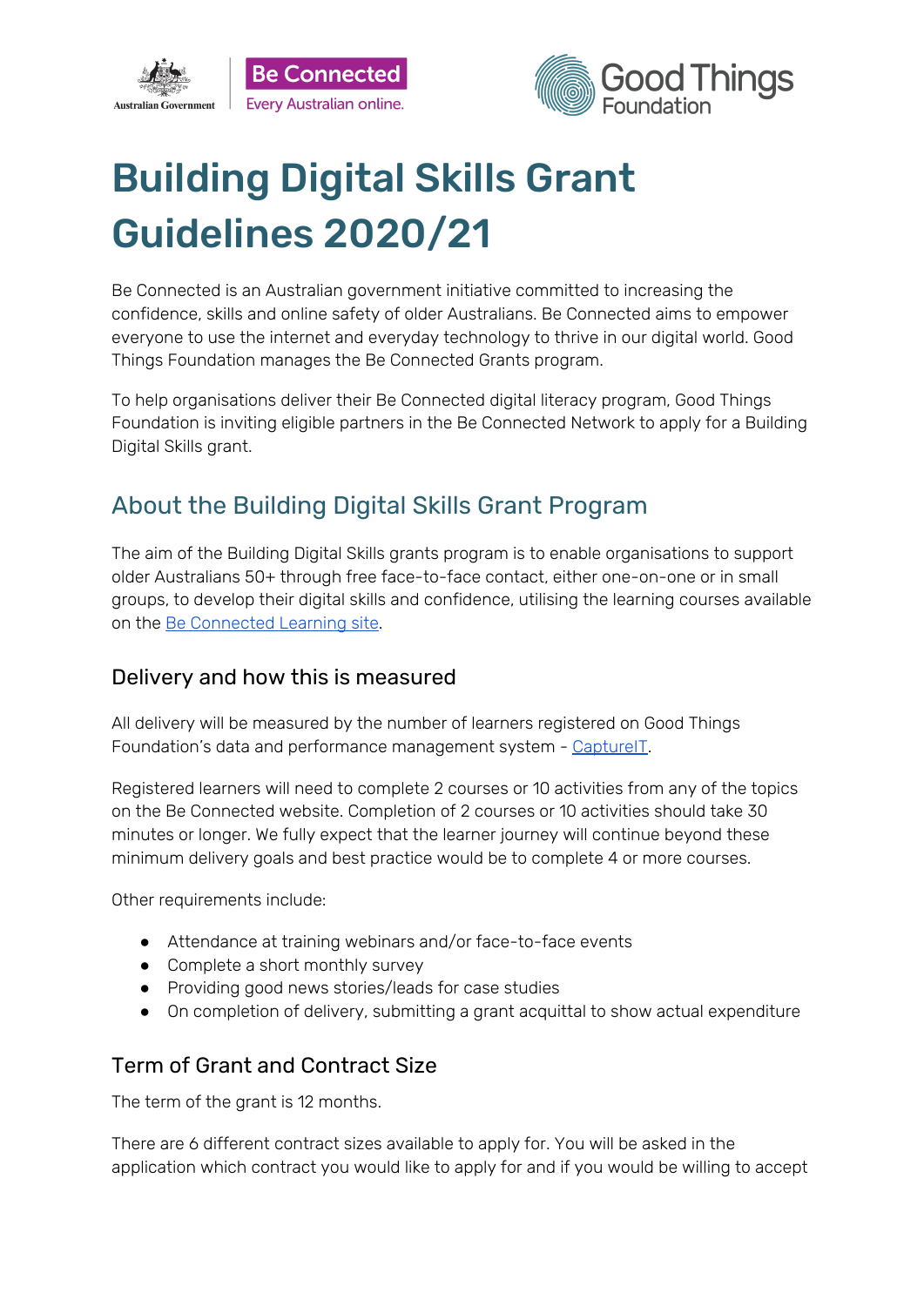# Building Digital Skills Grant Guidelines 2020/21

Be Connected is an Australian government initiative committed to increasing the confidence, skills and online safety of older Australians. Be Connected aims to empower everyone to use the internet and everyday technology to thrive in our digital world. Good Things Foundation manages the Be Connected Grants program.

To help organisations deliver their Be Connected digital literacy program, Good Things Foundation is inviting eligible partners in the Be Connected Network to apply for a Building Digital Skills grant.

## About the Building Digital Skills Grant Program

The aim of the Building Digital Skills grants program is to enable organisations to support older Australians 50+ through free face-to-face contact, either one-on-one or in small groups, to develop their digital skills and confidence, utilising the learning courses available on the Be Connected Learning site.

### Delivery and how this is measured

All delivery will be measured by the number of learners registered on Good Things Foundation's data and performance management system - CaptureIT.

Registered learners will need to complete 2 courses or 10 activities from any of the topics on the Be Connected website. Completion of 2 courses or 10 activities should take 30 minutes or longer. We fully expect that the learner journey will continue beyond these minimum delivery goals and best practice would be to complete 4 or more courses.

Other requirements include:

- Attendance at training webinars and/or face-to-face events
- Complete a short monthly survey
- Providing good news stories/leads for case studies
- On completion of delivery, submitting a grant acquittal to show actual expenditure

### Term of Grant and Contract Size

The term of the grant is 12 months.

There are 6 different contract sizes available to apply for. You will be asked in the application which contract you would like to apply for and if you would be willing to accept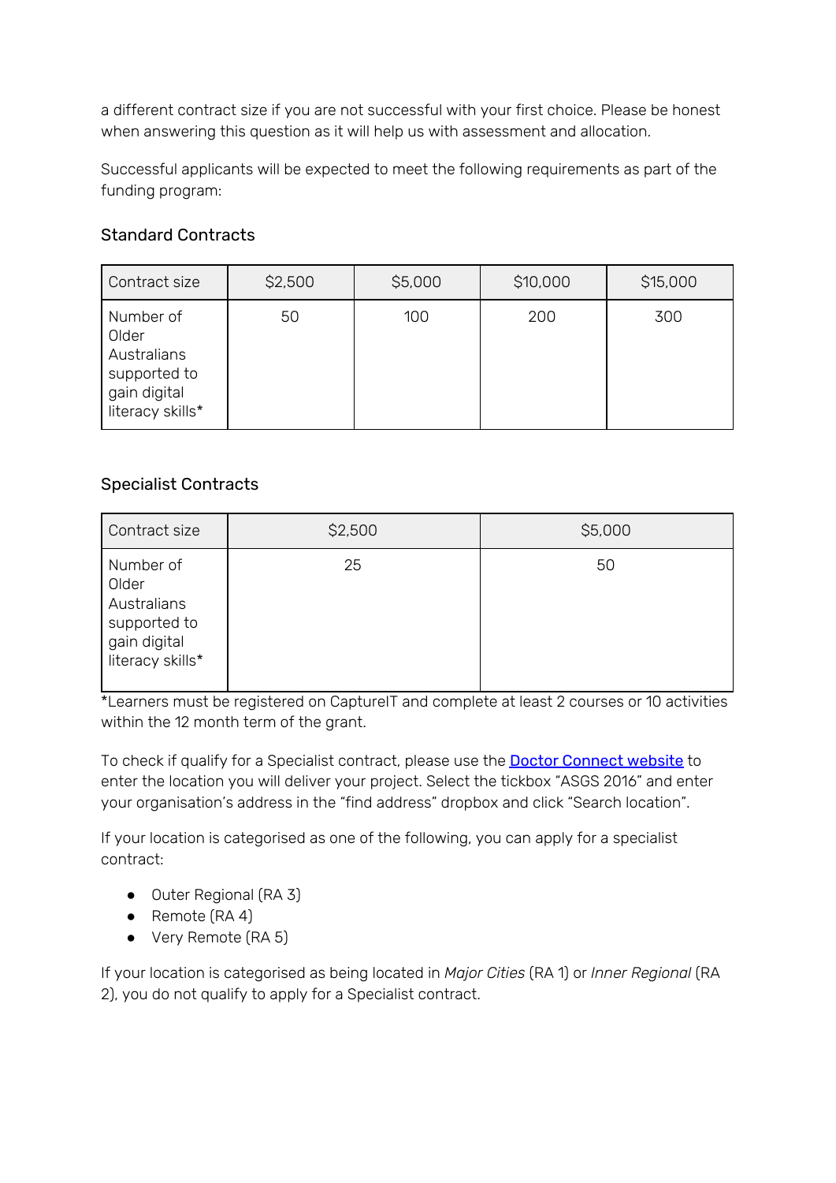a different contract size if you are not successful with your first choice. Please be honest when answering this question as it will help us with assessment and allocation.

Successful applicants will be expected to meet the following requirements as part of the funding program:

### Standard Contracts

| Contract size | $2,500 | $5,000 | $10,000 | $15,000 |
|---|---|---|---|---|
| Number of Older Australians supported to gain digital literacy skills* | 50 | 100 | 200 | 300 |

### Specialist Contracts

| Contract size | $2,500 | $5,000 |
|---|---|---|
| Number of Older Australians supported to gain digital literacy skills* | 25 | 50 |

*Learners must be registered on CaptureIT and complete at least 2 courses or 10 activities within the 12 month term of the grant.

To check if qualify for a Specialist contract, please use the [Doctor Connect website]() to enter the location you will deliver your project. Select the tickbox "ASGS 2016" and enter your organisation's address in the "find address" dropbox and click "Search location".

If your location is categorised as one of the following, you can apply for a specialist contract:

- Outer Regional (RA 3)
- Remote (RA 4)
- Very Remote (RA 5)

If your location is categorised as being located in *Major Cities* (RA 1) or *Inner Regional* (RA 2), you do not qualify to apply for a Specialist contract.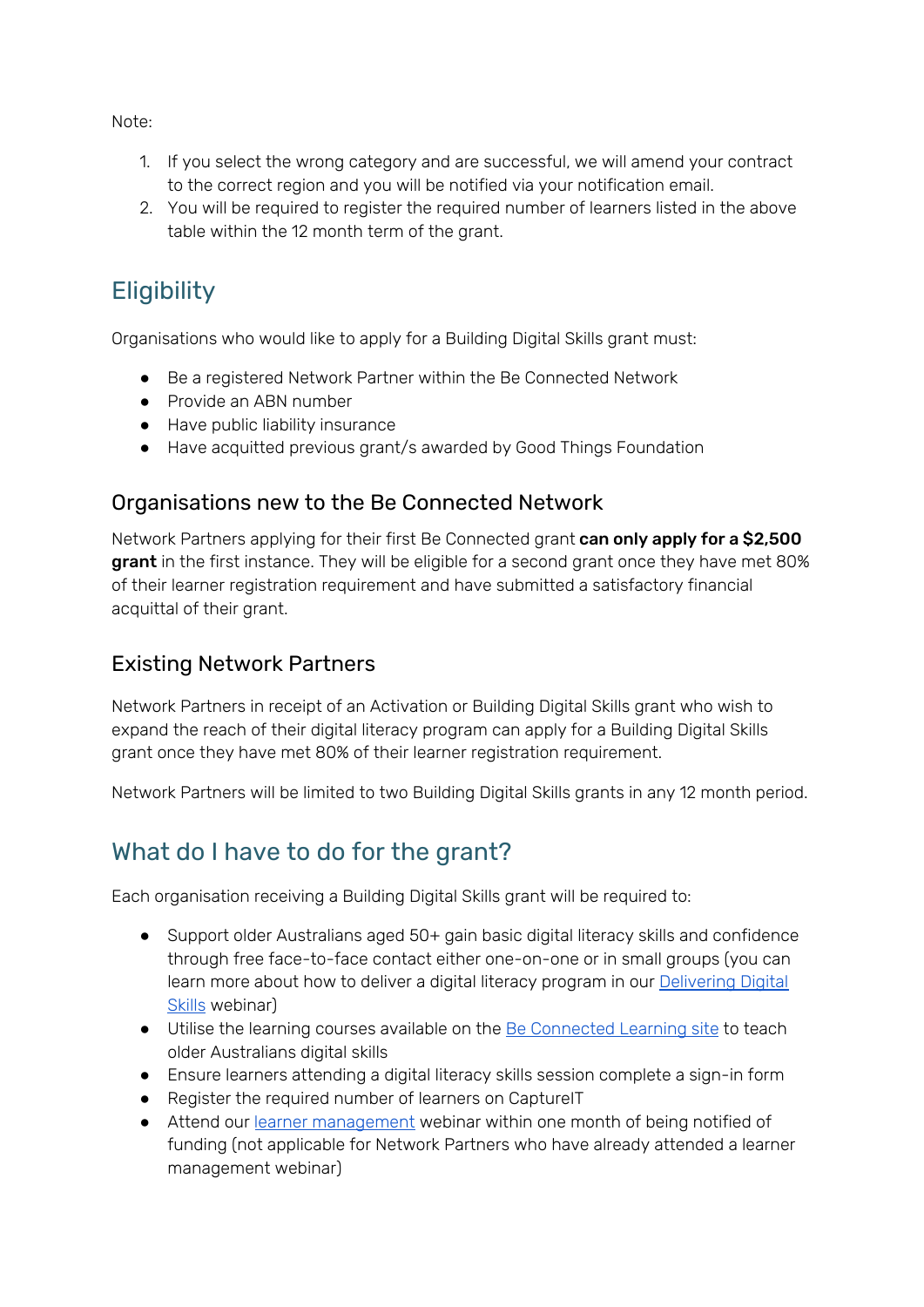Note:

1. If you select the wrong category and are successful, we will amend your contract to the correct region and you will be notified via your notification email.
2. You will be required to register the required number of learners listed in the above table within the 12 month term of the grant.

## Eligibility

Organisations who would like to apply for a Building Digital Skills grant must:

- Be a registered Network Partner within the Be Connected Network
- Provide an ABN number
- Have public liability insurance
- Have acquitted previous grant/s awarded by Good Things Foundation

### Organisations new to the Be Connected Network

Network Partners applying for their first Be Connected grant **can only apply for a $2,500 grant** in the first instance. They will be eligible for a second grant once they have met 80% of their learner registration requirement and have submitted a satisfactory financial acquittal of their grant.

### Existing Network Partners

Network Partners in receipt of an Activation or Building Digital Skills grant who wish to expand the reach of their digital literacy program can apply for a Building Digital Skills grant once they have met 80% of their learner registration requirement.

Network Partners will be limited to two Building Digital Skills grants in any 12 month period.

## What do I have to do for the grant?

Each organisation receiving a Building Digital Skills grant will be required to:

- Support older Australians aged 50+ gain basic digital literacy skills and confidence through free face-to-face contact either one-on-one or in small groups (you can learn more about how to deliver a digital literacy program in our [Delivering Digital Skills]() webinar)
- Utilise the learning courses available on the [Be Connected Learning site]() to teach older Australians digital skills
- Ensure learners attending a digital literacy skills session complete a sign-in form
- Register the required number of learners on CaptureIT
- Attend our [learner management]() webinar within one month of being notified of funding (not applicable for Network Partners who have already attended a learner management webinar)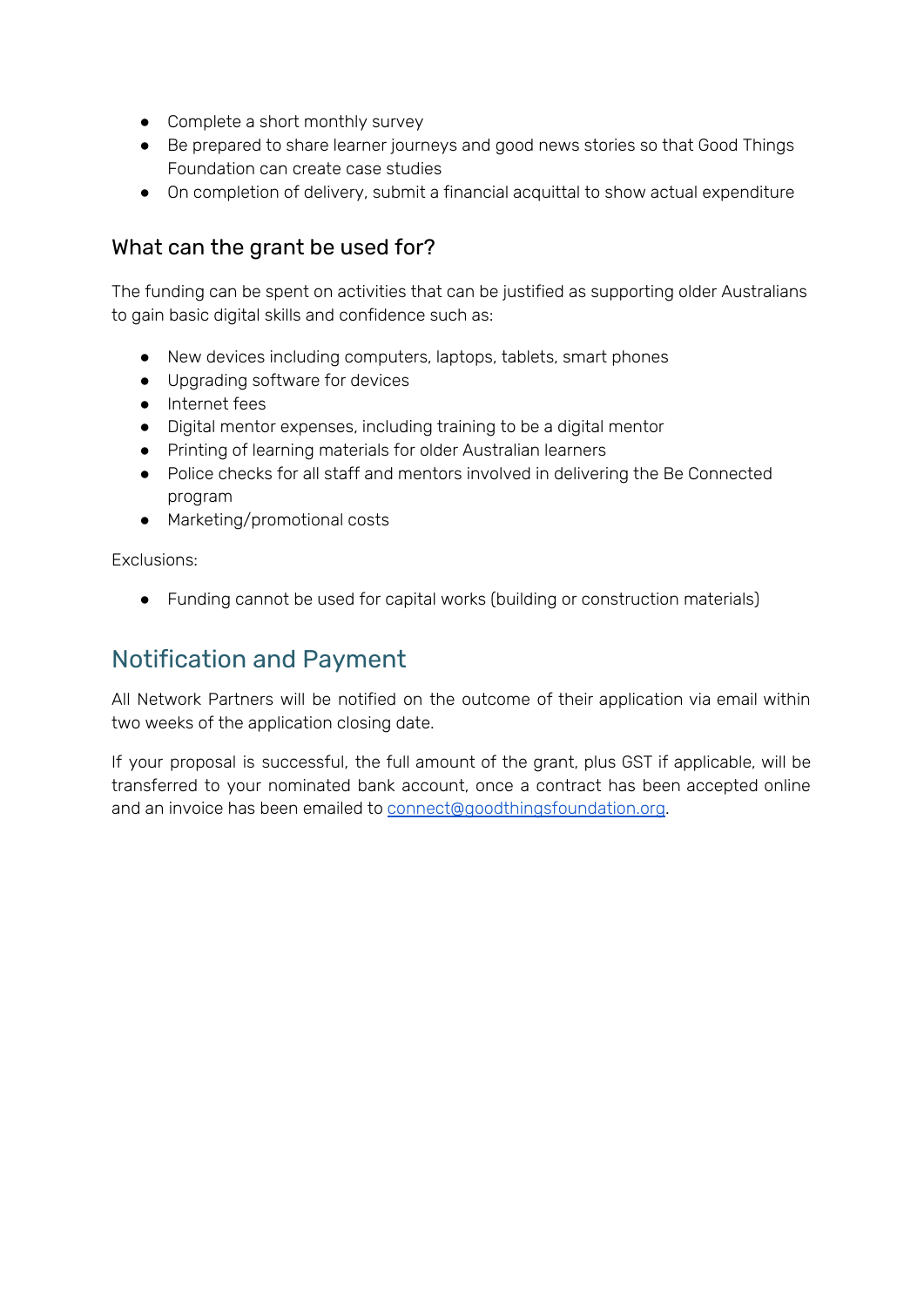- Complete a short monthly survey
- Be prepared to share learner journeys and good news stories so that Good Things Foundation can create case studies
- On completion of delivery, submit a financial acquittal to show actual expenditure

### What can the grant be used for?

The funding can be spent on activities that can be justified as supporting older Australians to gain basic digital skills and confidence such as:

- New devices including computers, laptops, tablets, smart phones
- Upgrading software for devices
- Internet fees
- Digital mentor expenses, including training to be a digital mentor
- Printing of learning materials for older Australian learners
- Police checks for all staff and mentors involved in delivering the Be Connected program
- Marketing/promotional costs

Exclusions:

- Funding cannot be used for capital works (building or construction materials)

## Notification and Payment

All Network Partners will be notified on the outcome of their application via email within two weeks of the application closing date.

If your proposal is successful, the full amount of the grant, plus GST if applicable, will be transferred to your nominated bank account, once a contract has been accepted online and an invoice has been emailed to [connect@goodthingsfoundation.org](mailto:connect@goodthingsfoundation.org).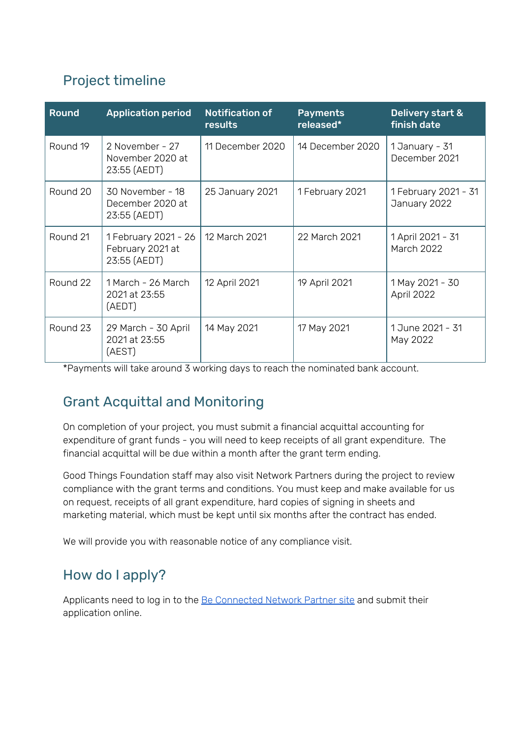## Project timeline

| Round | Application period | Notification of results | Payments released* | Delivery start & finish date |
| --- | --- | --- | --- | --- |
| Round 19 | 2 November - 27 November 2020 at 23:55 (AEDT) | 11 December 2020 | 14 December 2020 | 1 January - 31 December 2021 |
| Round 20 | 30 November - 18 December 2020 at 23:55 (AEDT) | 25 January 2021 | 1 February 2021 | 1 February 2021 - 31 January 2022 |
| Round 21 | 1 February 2021 - 26 February 2021 at 23:55 (AEDT) | 12 March 2021 | 22 March 2021 | 1 April 2021 - 31 March 2022 |
| Round 22 | 1 March - 26 March 2021 at 23:55 (AEDT) | 12 April 2021 | 19 April 2021 | 1 May 2021 - 30 April 2022 |
| Round 23 | 29 March - 30 April 2021 at 23:55 (AEST) | 14 May 2021 | 17 May 2021 | 1 June 2021 - 31 May 2022 |

*Payments will take around 3 working days to reach the nominated bank account.

## Grant Acquittal and Monitoring

On completion of your project, you must submit a financial acquittal accounting for expenditure of grant funds - you will need to keep receipts of all grant expenditure. The financial acquittal will be due within a month after the grant term ending.

Good Things Foundation staff may also visit Network Partners during the project to review compliance with the grant terms and conditions. You must keep and make available for us on request, receipts of all grant expenditure, hard copies of signing in sheets and marketing material, which must be kept until six months after the contract has ended.

We will provide you with reasonable notice of any compliance visit.

## How do I apply?

Applicants need to log in to the Be Connected Network Partner site and submit their application online.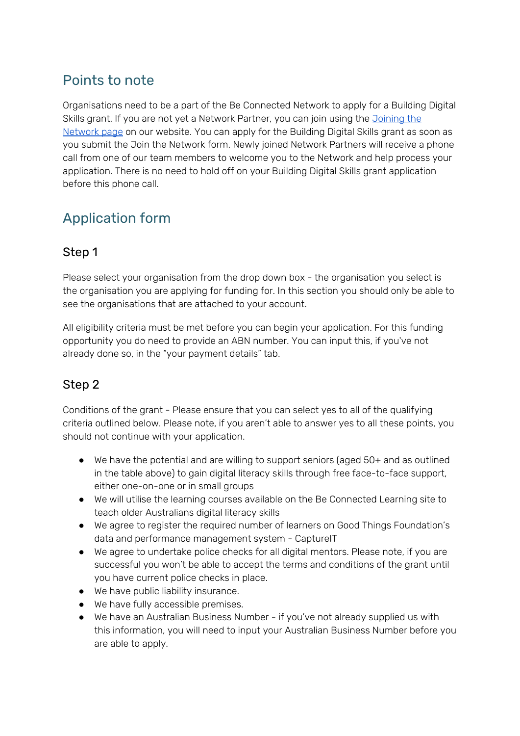## Points to note

Organisations need to be a part of the Be Connected Network to apply for a Building Digital Skills grant. If you are not yet a Network Partner, you can join using the [Joining the Network page]() on our website. You can apply for the Building Digital Skills grant as soon as you submit the Join the Network form. Newly joined Network Partners will receive a phone call from one of our team members to welcome you to the Network and help process your application. There is no need to hold off on your Building Digital Skills grant application before this phone call.

## Application form

### Step 1

Please select your organisation from the drop down box - the organisation you select is the organisation you are applying for funding for. In this section you should only be able to see the organisations that are attached to your account.

All eligibility criteria must be met before you can begin your application. For this funding opportunity you do need to provide an ABN number. You can input this, if you've not already done so, in the "your payment details" tab.

### Step 2

Conditions of the grant - Please ensure that you can select yes to all of the qualifying criteria outlined below. Please note, if you aren't able to answer yes to all these points, you should not continue with your application.

- We have the potential and are willing to support seniors (aged 50+ and as outlined in the table above) to gain digital literacy skills through free face-to-face support, either one-on-one or in small groups
- We will utilise the learning courses available on the Be Connected Learning site to teach older Australians digital literacy skills
- We agree to register the required number of learners on Good Things Foundation's data and performance management system - CaptureIT
- We agree to undertake police checks for all digital mentors. Please note, if you are successful you won't be able to accept the terms and conditions of the grant until you have current police checks in place.
- We have public liability insurance.
- We have fully accessible premises.
- We have an Australian Business Number - if you've not already supplied us with this information, you will need to input your Australian Business Number before you are able to apply.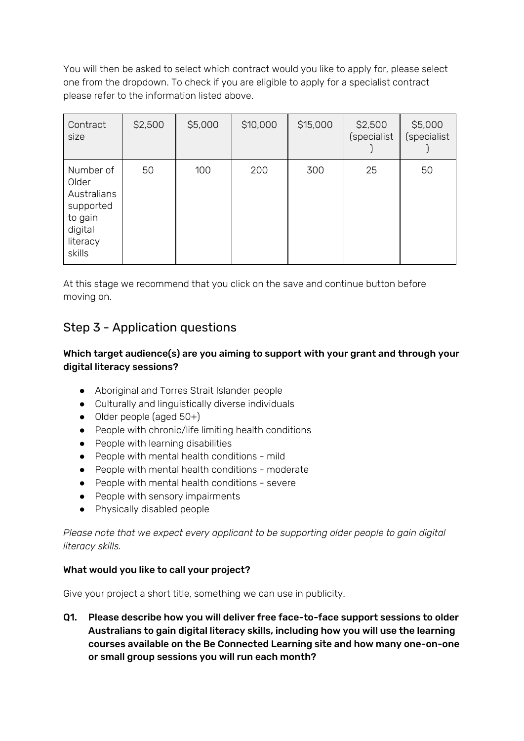You will then be asked to select which contract would you like to apply for, please select one from the dropdown. To check if you are eligible to apply for a specialist contract please refer to the information listed above.

| Contract size | $2,500 | $5,000 | $10,000 | $15,000 | $2,500 (specialist) | $5,000 (specialist) |
|---|---|---|---|---|---|---|
| Number of Older Australians supported to gain digital literacy skills | 50 | 100 | 200 | 300 | 25 | 50 |

At this stage we recommend that you click on the save and continue button before moving on.

## Step 3 - Application questions

**Which target audience(s) are you aiming to support with your grant and through your digital literacy sessions?**

- Aboriginal and Torres Strait Islander people
- Culturally and linguistically diverse individuals
- Older people (aged 50+)
- People with chronic/life limiting health conditions
- People with learning disabilities
- People with mental health conditions - mild
- People with mental health conditions - moderate
- People with mental health conditions - severe
- People with sensory impairments
- Physically disabled people

*Please note that we expect every applicant to be supporting older people to gain digital literacy skills.*

**What would you like to call your project?**

Give your project a short title, something we can use in publicity.

**Q1. Please describe how you will deliver free face-to-face support sessions to older Australians to gain digital literacy skills, including how you will use the learning courses available on the Be Connected Learning site and how many one-on-one or small group sessions you will run each month?**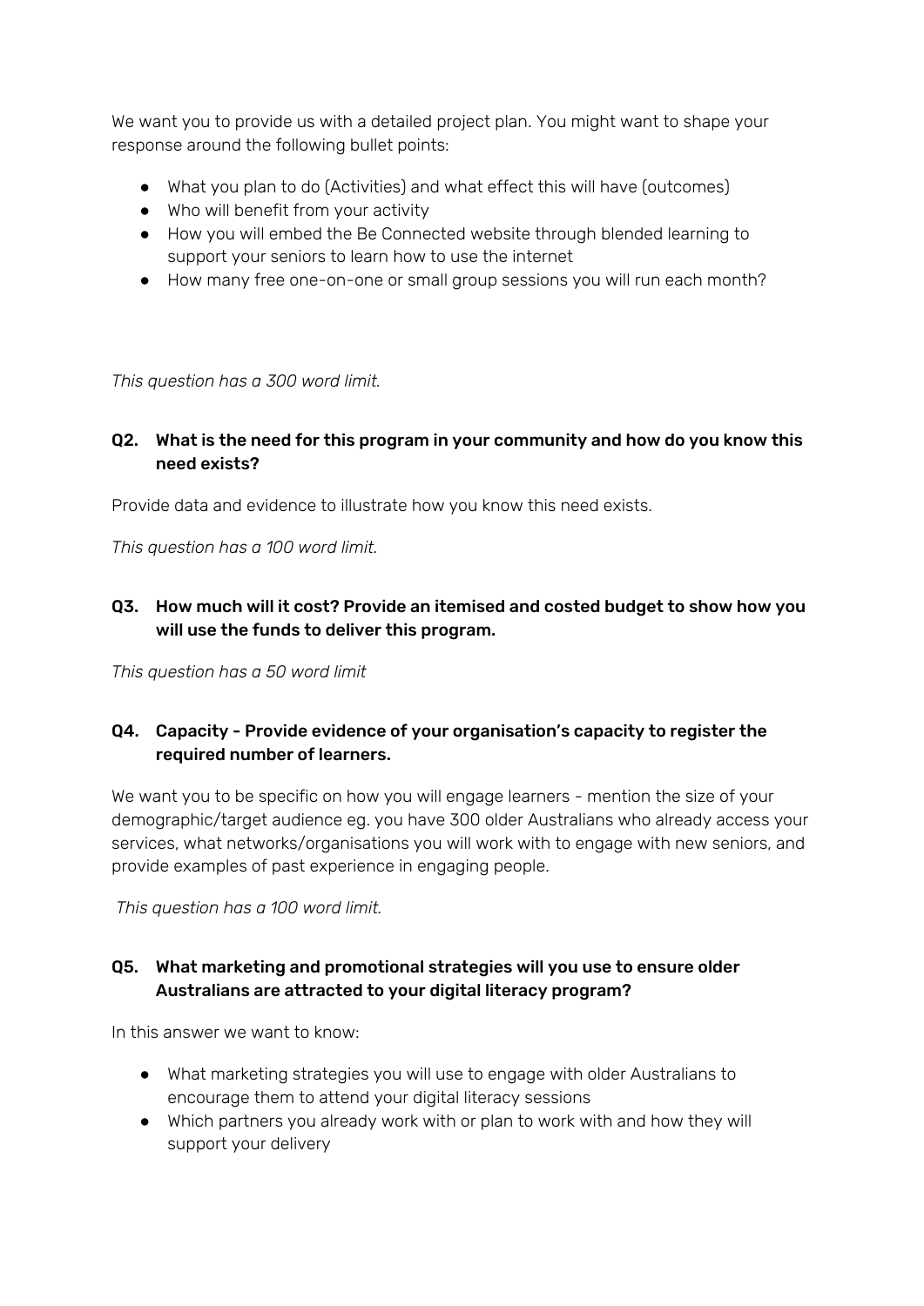We want you to provide us with a detailed project plan. You might want to shape your response around the following bullet points:

- What you plan to do (Activities) and what effect this will have (outcomes)
- Who will benefit from your activity
- How you will embed the Be Connected website through blended learning to support your seniors to learn how to use the internet
- How many free one-on-one or small group sessions you will run each month?

*This question has a 300 word limit.*

### Q2. What is the need for this program in your community and how do you know this need exists?

Provide data and evidence to illustrate how you know this need exists.

*This question has a 100 word limit.*

### Q3. How much will it cost? Provide an itemised and costed budget to show how you will use the funds to deliver this program.

*This question has a 50 word limit*

### Q4. Capacity - Provide evidence of your organisation's capacity to register the required number of learners.

We want you to be specific on how you will engage learners - mention the size of your demographic/target audience eg. you have 300 older Australians who already access your services, what networks/organisations you will work with to engage with new seniors, and provide examples of past experience in engaging people.

*This question has a 100 word limit.*

### Q5. What marketing and promotional strategies will you use to ensure older Australians are attracted to your digital literacy program?

In this answer we want to know:

- What marketing strategies you will use to engage with older Australians to encourage them to attend your digital literacy sessions
- Which partners you already work with or plan to work with and how they will support your delivery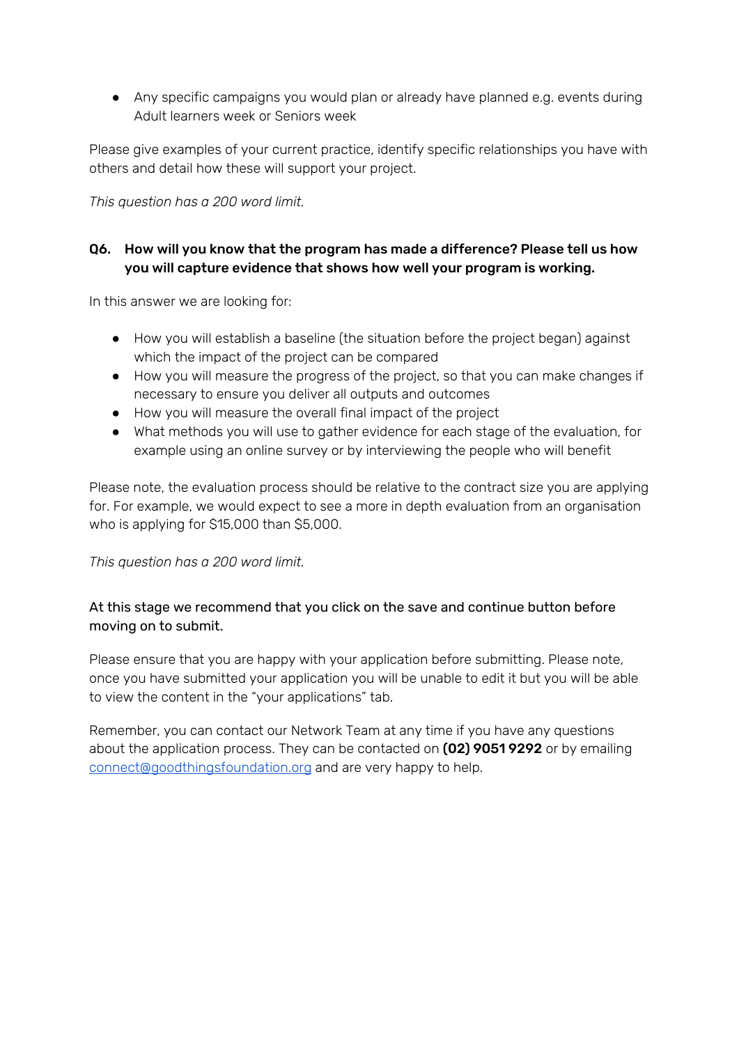- Any specific campaigns you would plan or already have planned e.g. events during Adult learners week or Seniors week

Please give examples of your current practice, identify specific relationships you have with others and detail how these will support your project.

*This question has a 200 word limit.*

**Q6. How will you know that the program has made a difference? Please tell us how you will capture evidence that shows how well your program is working.**

In this answer we are looking for:

- How you will establish a baseline (the situation before the project began) against which the impact of the project can be compared
- How you will measure the progress of the project, so that you can make changes if necessary to ensure you deliver all outputs and outcomes
- How you will measure the overall final impact of the project
- What methods you will use to gather evidence for each stage of the evaluation, for example using an online survey or by interviewing the people who will benefit

Please note, the evaluation process should be relative to the contract size you are applying for. For example, we would expect to see a more in depth evaluation from an organisation who is applying for $15,000 than $5,000.

*This question has a 200 word limit.*

At this stage we recommend that you click on the save and continue button before moving on to submit.

Please ensure that you are happy with your application before submitting. Please note, once you have submitted your application you will be unable to edit it but you will be able to view the content in the "your applications" tab.

Remember, you can contact our Network Team at any time if you have any questions about the application process. They can be contacted on **(02) 9051 9292** or by emailing [connect@goodthingsfoundation.org](mailto:connect@goodthingsfoundation.org) and are very happy to help.